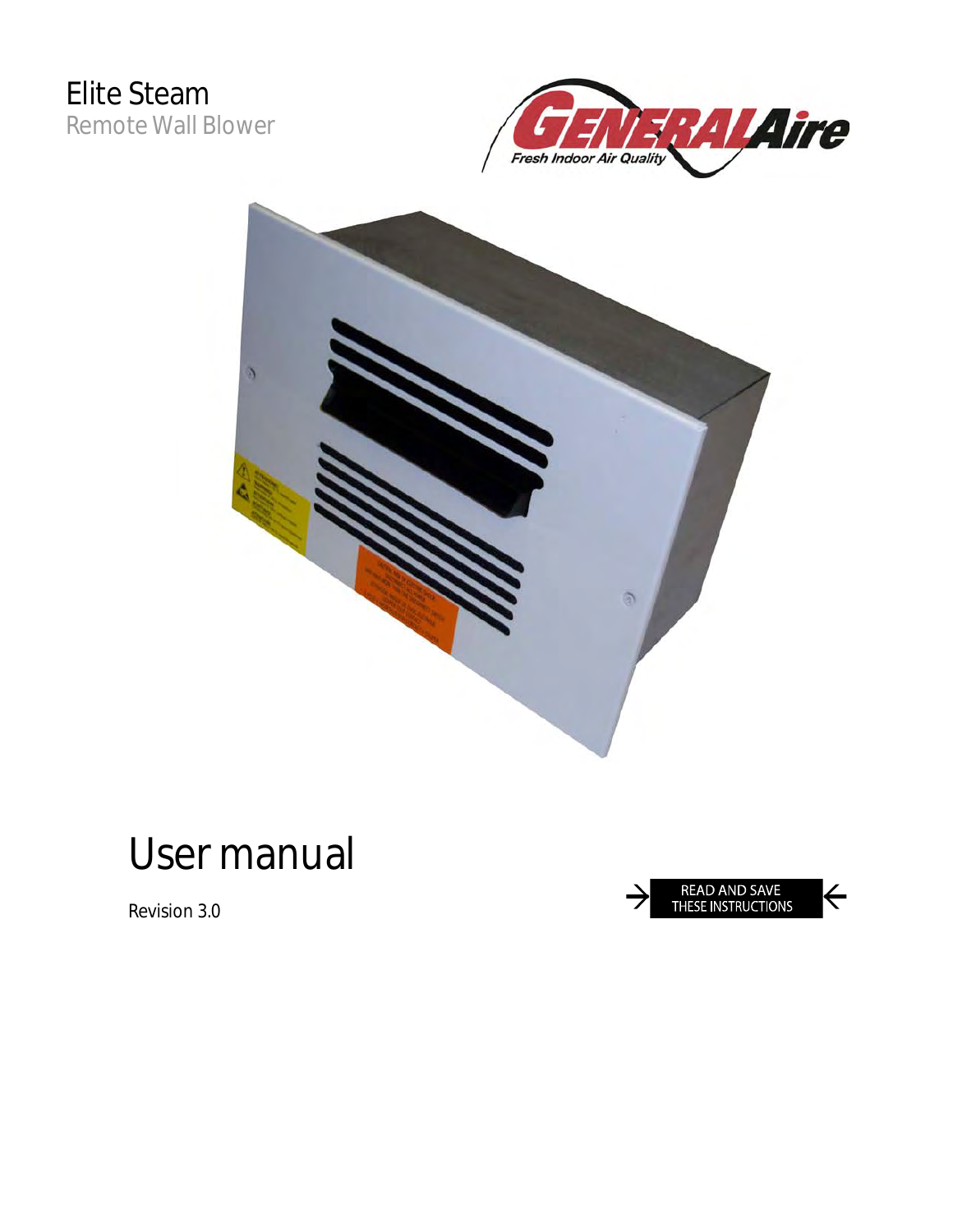# Elite Steam

Remote Wall Blower

# User manual

Revision 3.0

→ READ AND SAVE THESE INSTRUCTIONS ←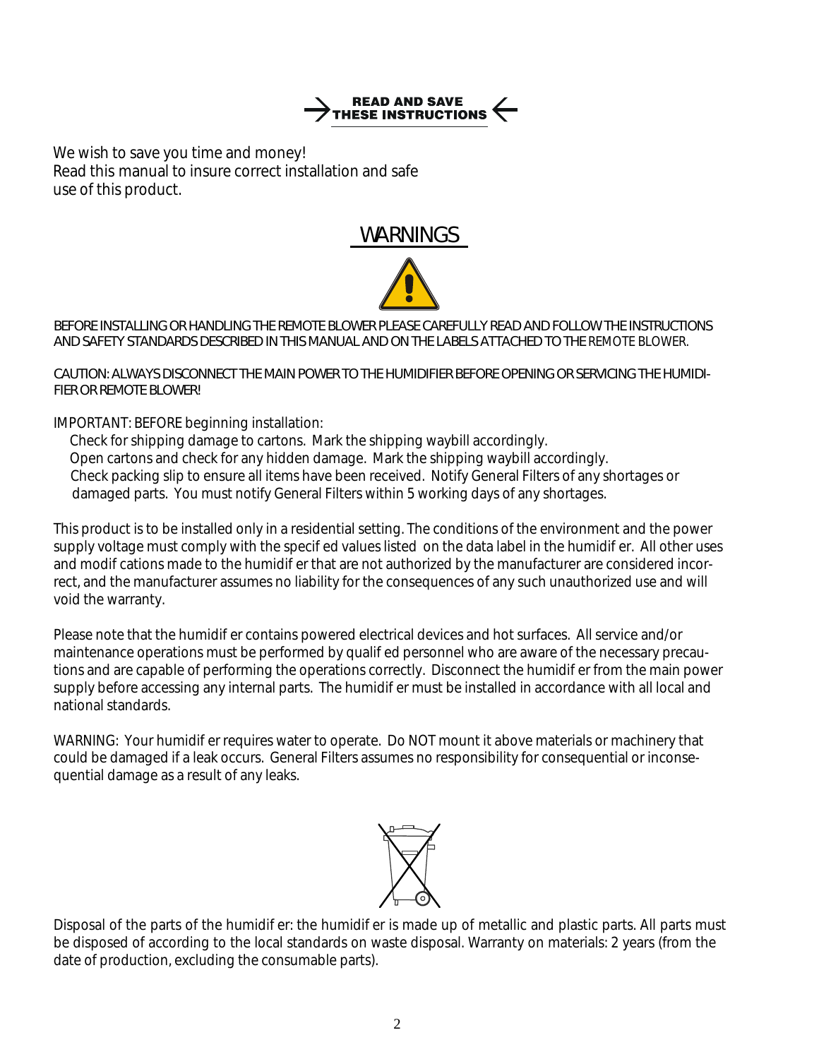**READ AND SAVE THESE INSTRUCTIONS**

We wish to save you time and money!
Read this manual to insure correct installation and safe use of this product.

## WARNINGS

BEFORE INSTALLING OR HANDLING THE REMOTE BLOWER PLEASE CAREFULLY READ AND FOLLOW THE INSTRUCTIONS AND SAFETY STANDARDS DESCRIBED IN THIS MANUAL AND ON THE LABELS ATTACHED TO THE REMOTE BLOWER.

CAUTION: ALWAYS DISCONNECT THE MAIN POWER TO THE HUMIDIFIER BEFORE OPENING OR SERVICING THE HUMIDIFIER OR REMOTE BLOWER!

IMPORTANT: BEFORE beginning installation:

- Check for shipping damage to cartons. Mark the shipping waybill accordingly.
- Open cartons and check for any hidden damage. Mark the shipping waybill accordingly.
- Check packing slip to ensure all items have been received. Notify General Filters of any shortages or damaged parts. You must notify General Filters within 5 working days of any shortages.

This product is to be installed only in a residential setting. The conditions of the environment and the power supply voltage must comply with the specified values listed on the data label in the humidifier. All other uses and modifications made to the humidifier that are not authorized by the manufacturer are considered incorrect, and the manufacturer assumes no liability for the consequences of any such unauthorized use and will void the warranty.

Please note that the humidifier contains powered electrical devices and hot surfaces. All service and/or maintenance operations must be performed by qualified personnel who are aware of the necessary precautions and are capable of performing the operations correctly. Disconnect the humidifier from the main power supply before accessing any internal parts. The humidifier must be installed in accordance with all local and national standards.

WARNING: Your humidifier requires water to operate. Do NOT mount it above materials or machinery that could be damaged if a leak occurs. General Filters assumes no responsibility for consequential or inconsequential damage as a result of any leaks.

Disposal of the parts of the humidifier: the humidifier is made up of metallic and plastic parts. All parts must be disposed of according to the local standards on waste disposal. Warranty on materials: 2 years (from the date of production, excluding the consumable parts).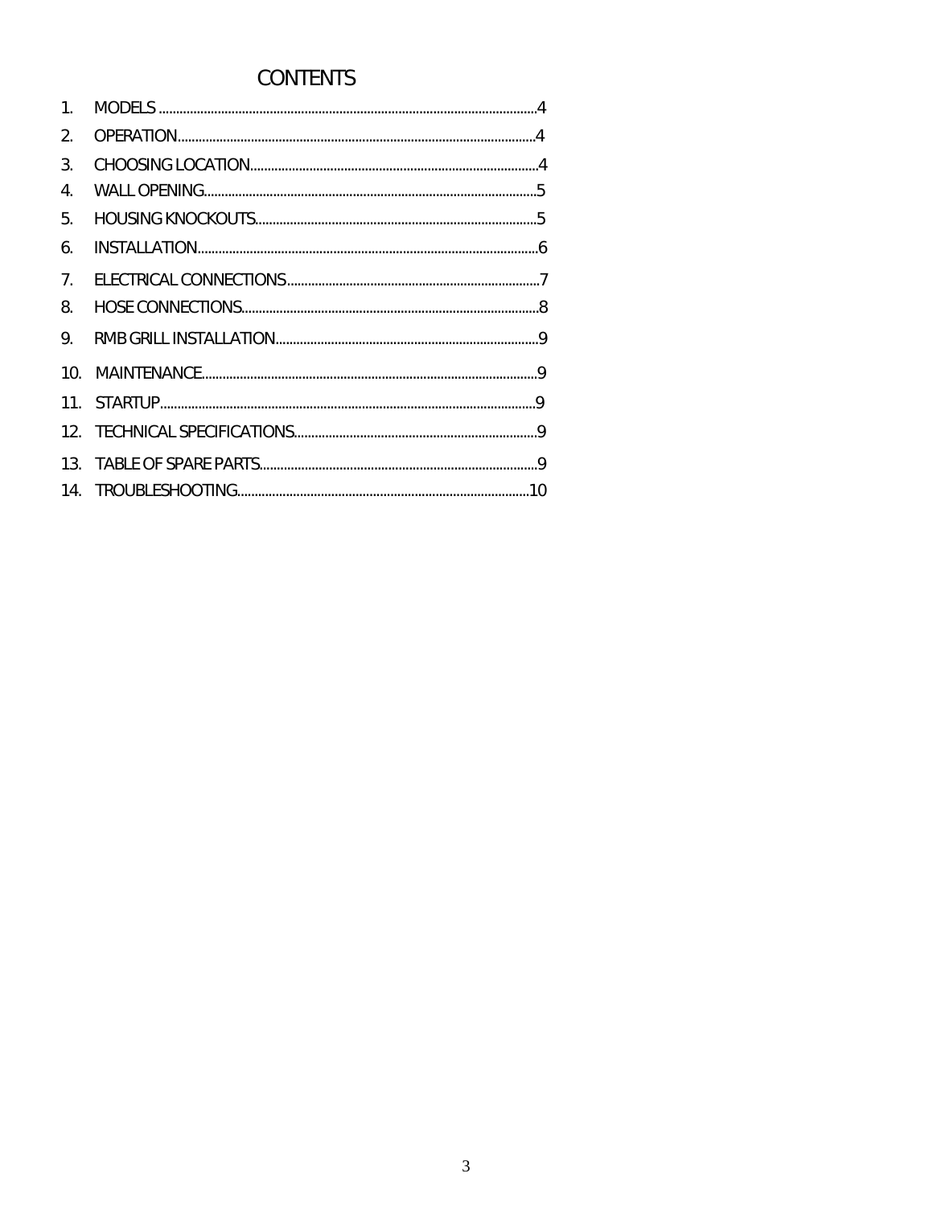# CONTENTS

1. MODELS ........................................ 4
2. OPERATION ........................................ 4
3. CHOOSING LOCATION ........................................ 4
4. WALL OPENING ........................................ 5
5. HOUSING KNOCKOUTS ........................................ 5
6. INSTALLATION ........................................ 6
7. ELECTRICAL CONNECTIONS ........................................ 7
8. HOSE CONNECTIONS ........................................ 8
9. RMB GRILL INSTALLATION ........................................ 9
10. MAINTENANCE ........................................ 9
11. STARTUP ........................................ 9
12. TECHNICAL SPECIFICATIONS ........................................ 9
13. TABLE OF SPARE PARTS ........................................ 9
14. TROUBLESHOOTING ........................................ 10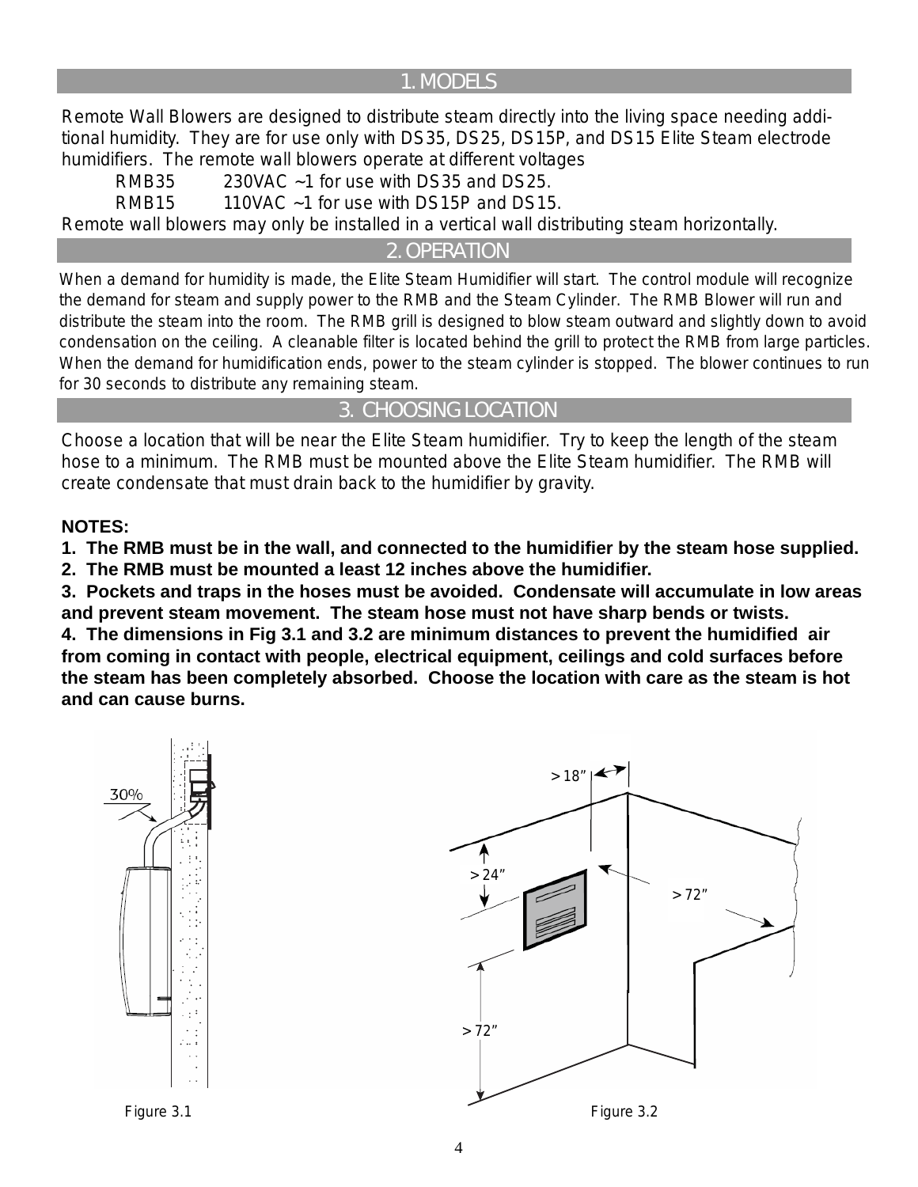## 1. MODELS

Remote Wall Blowers are designed to distribute steam directly into the living space needing additional humidity. They are for use only with DS35, DS25, DS15P, and DS15 Elite Steam electrode humidifiers. The remote wall blowers operate at different voltages

RMB35 230VAC ~1 for use with DS35 and DS25.

RMB15 110VAC ~1 for use with DS15P and DS15.

Remote wall blowers may only be installed in a vertical wall distributing steam horizontally.

## 2. OPERATION

When a demand for humidity is made, the Elite Steam Humidifier will start. The control module will recognize the demand for steam and supply power to the RMB and the Steam Cylinder. The RMB Blower will run and distribute the steam into the room. The RMB grill is designed to blow steam outward and slightly down to avoid condensation on the ceiling. A cleanable filter is located behind the grill to protect the RMB from large particles. When the demand for humidification ends, power to the steam cylinder is stopped. The blower continues to run for 30 seconds to distribute any remaining steam.

## 3. CHOOSING LOCATION

Choose a location that will be near the Elite Steam humidifier. Try to keep the length of the steam hose to a minimum. The RMB must be mounted above the Elite Steam humidifier. The RMB will create condensate that must drain back to the humidifier by gravity.

**NOTES:**

1. **The RMB must be in the wall, and connected to the humidifier by the steam hose supplied.**
2. **The RMB must be mounted a least 12 inches above the humidifier.**
3. **Pockets and traps in the hoses must be avoided. Condensate will accumulate in low areas and prevent steam movement. The steam hose must not have sharp bends or twists.**
4. **The dimensions in Fig 3.1 and 3.2 are minimum distances to prevent the humidified air from coming in contact with people, electrical equipment, ceilings and cold surfaces before the steam has been completely absorbed. Choose the location with care as the steam is hot and can cause burns.**

30%

Figure 3.1

> 18"

> 24"

> 72"

> 72"

Figure 3.2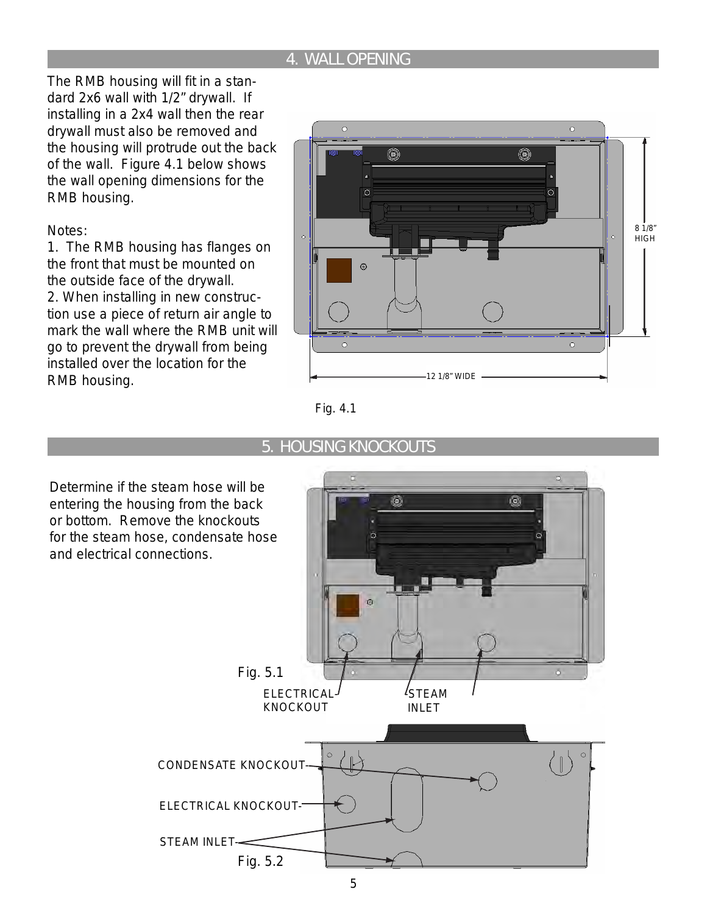## 4. WALL OPENING

The RMB housing will fit in a standard 2x6 wall with 1/2" drywall. If installing in a 2x4 wall then the rear drywall must also be removed and the housing will protrude out the back of the wall. Figure 4.1 below shows the wall opening dimensions for the RMB housing.

Notes:

1. The RMB housing has flanges on the front that must be mounted on the outside face of the drywall.
2. When installing in new construction use a piece of return air angle to mark the wall where the RMB unit will go to prevent the drywall from being installed over the location for the RMB housing.

8 1/8" HIGH

12 1/8" WIDE

Fig. 4.1

## 5. HOUSING KNOCKOUTS

Determine if the steam hose will be entering the housing from the back or bottom. Remove the knockouts for the steam hose, condensate hose and electrical connections.

Fig. 5.1

ELECTRICAL KNOCKOUT

STEAM INLET

CONDENSATE KNOCKOUT

ELECTRICAL KNOCKOUT

STEAM INLET

Fig. 5.2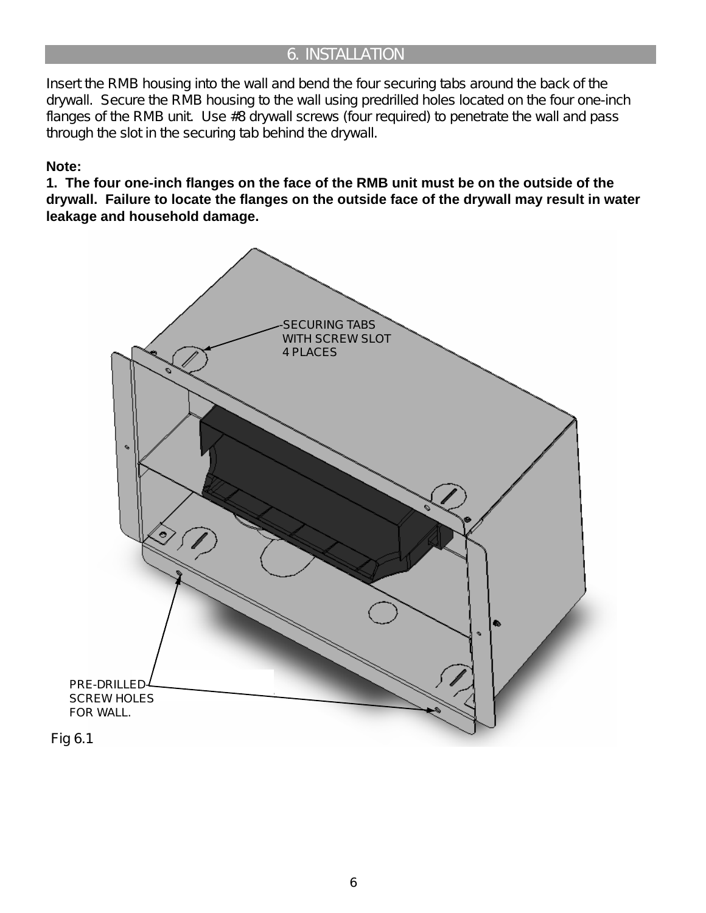## 6. INSTALLATION

Insert the RMB housing into the wall and bend the four securing tabs around the back of the drywall. Secure the RMB housing to the wall using predrilled holes located on the four one-inch flanges of the RMB unit. Use #8 drywall screws (four required) to penetrate the wall and pass through the slot in the securing tab behind the drywall.

**Note:**

**1. The four one-inch flanges on the face of the RMB unit must be on the outside of the drywall. Failure to locate the flanges on the outside face of the drywall may result in water leakage and household damage.**

SECURING TABS WITH SCREW SLOT 4 PLACES

PRE-DRILLED SCREW HOLES FOR WALL.

Fig 6.1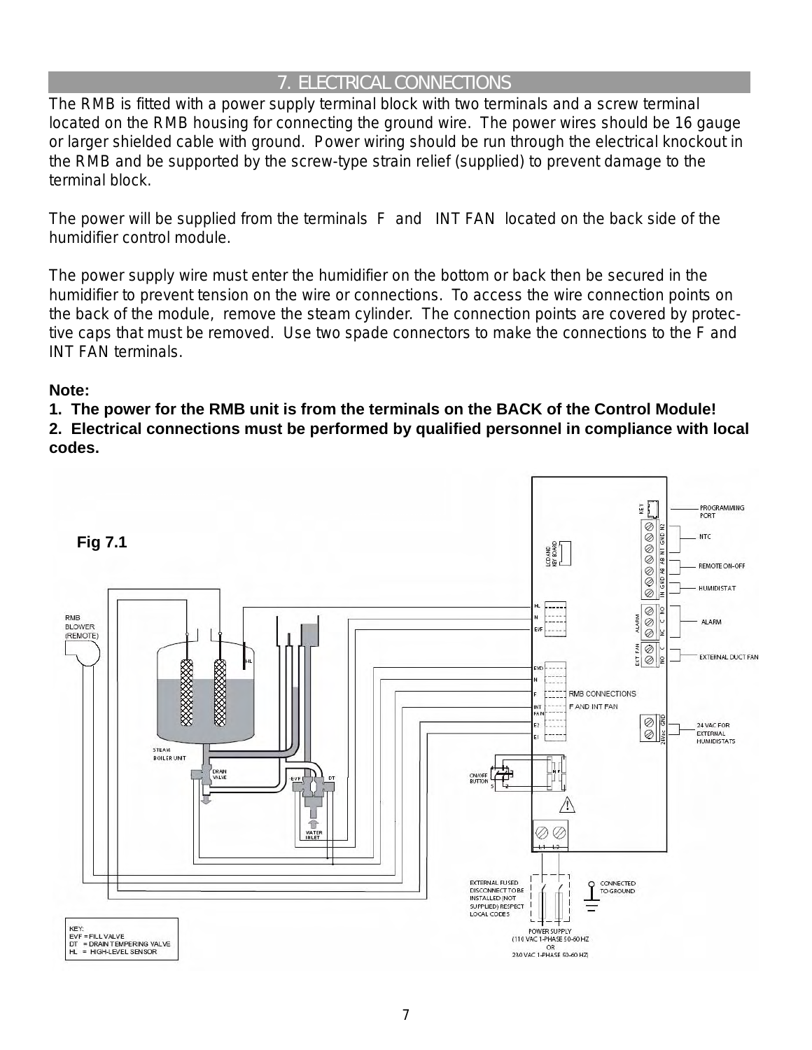## 7. ELECTRICAL CONNECTIONS

The RMB is fitted with a power supply terminal block with two terminals and a screw terminal located on the RMB housing for connecting the ground wire. The power wires should be 16 gauge or larger shielded cable with ground. Power wiring should be run through the electrical knockout in the RMB and be supported by the screw-type strain relief (supplied) to prevent damage to the terminal block.

The power will be supplied from the terminals F and INT FAN located on the back side of the humidifier control module.

The power supply wire must enter the humidifier on the bottom or back then be secured in the humidifier to prevent tension on the wire or connections. To access the wire connection points on the back of the module, remove the steam cylinder. The connection points are covered by protective caps that must be removed. Use two spade connectors to make the connections to the F and INT FAN terminals.

**Note:**

**1. The power for the RMB unit is from the terminals on the BACK of the Control Module!**

**2. Electrical connections must be performed by qualified personnel in compliance with local codes.**

**Fig 7.1**

KEY:
EVF = FILL VALVE
DT = DRAIN TEMPERING VALVE
HL = HIGH-LEVEL SENSOR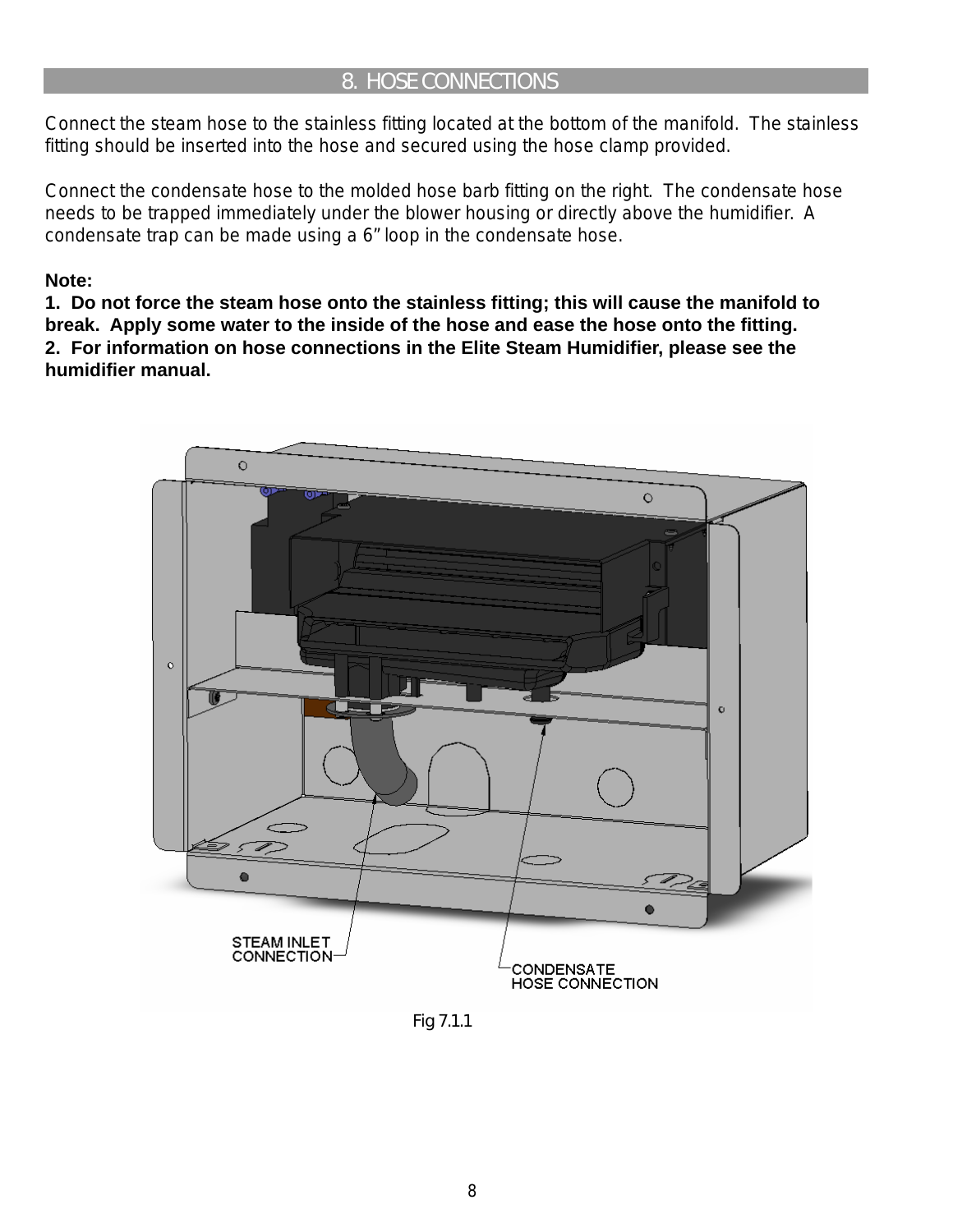## 8. HOSE CONNECTIONS

Connect the steam hose to the stainless fitting located at the bottom of the manifold. The stainless fitting should be inserted into the hose and secured using the hose clamp provided.

Connect the condensate hose to the molded hose barb fitting on the right. The condensate hose needs to be trapped immediately under the blower housing or directly above the humidifier. A condensate trap can be made using a 6" loop in the condensate hose.

**Note:**
**1. Do not force the steam hose onto the stainless fitting; this will cause the manifold to break. Apply some water to the inside of the hose and ease the hose onto the fitting.**
**2. For information on hose connections in the Elite Steam Humidifier, please see the humidifier manual.**

STEAM INLET CONNECTION

CONDENSATE HOSE CONNECTION

Fig 7.1.1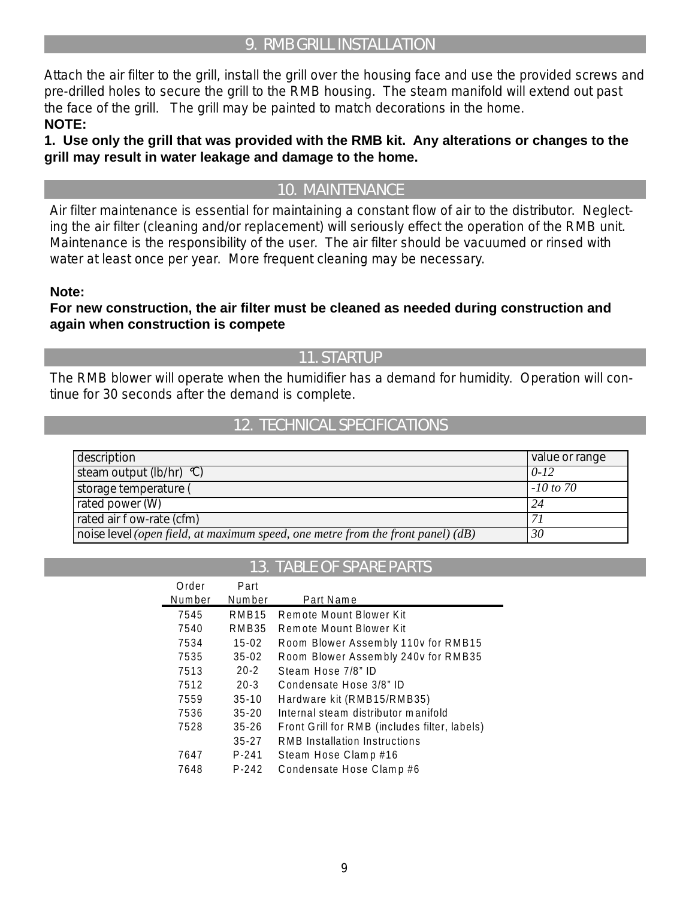## 9. RMB GRILL INSTALLATION

Attach the air filter to the grill, install the grill over the housing face and use the provided screws and pre-drilled holes to secure the grill to the RMB housing. The steam manifold will extend out past the face of the grill. The grill may be painted to match decorations in the home.

**NOTE:**

**1. Use only the grill that was provided with the RMB kit. Any alterations or changes to the grill may result in water leakage and damage to the home.**

## 10. MAINTENANCE

Air filter maintenance is essential for maintaining a constant flow of air to the distributor. Neglecting the air filter (cleaning and/or replacement) will seriously effect the operation of the RMB unit. Maintenance is the responsibility of the user. The air filter should be vacuumed or rinsed with water at least once per year. More frequent cleaning may be necessary.

**Note:**

**For new construction, the air filter must be cleaned as needed during construction and again when construction is compete**

## 11. STARTUP

The RMB blower will operate when the humidifier has a demand for humidity. Operation will continue for 30 seconds after the demand is complete.

## 12. TECHNICAL SPECIFICATIONS

| description | value or range |
|---|---|
| steam output (lb/hr) °C) | *0-12* |
| storage temperature ( | *-10 to 70* |
| rated power (W) | *24* |
| rated air f ow-rate (cfm) | *71* |
| noise level *(open field, at maximum speed, one metre from the front panel) (dB)* | *30* |

## 13. TABLE OF SPARE PARTS

| Order Number | Part Number | Part Name |
|---|---|---|
| 7545 | RMB15 | Remote Mount Blower Kit |
| 7540 | RMB35 | Remote Mount Blower Kit |
| 7534 | 15-02 | Room Blower Assembly 110v for RMB15 |
| 7535 | 35-02 | Room Blower Assembly 240v for RMB35 |
| 7513 | 20-2 | Steam Hose 7/8" ID |
| 7512 | 20-3 | Condensate Hose 3/8" ID |
| 7559 | 35-10 | Hardware kit (RMB15/RMB35) |
| 7536 | 35-20 | Internal steam distributor manifold |
| 7528 | 35-26 | Front Grill for RMB (includes filter, labels) |
| | 35-27 | RMB Installation Instructions |
| 7647 | P-241 | Steam Hose Clamp #16 |
| 7648 | P-242 | Condensate Hose Clamp #6 |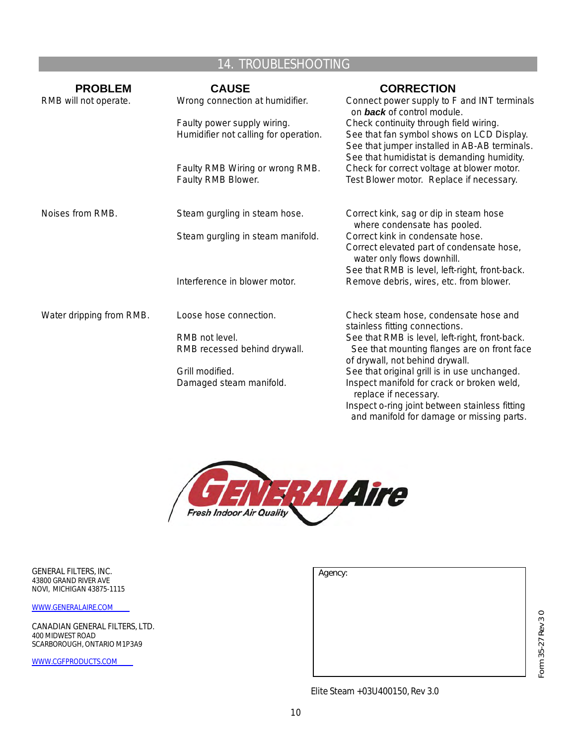## 14. TROUBLESHOOTING

| PROBLEM | CAUSE | CORRECTION |
|---|---|---|
| RMB will not operate. | Wrong connection at humidifier. | Connect power supply to F and INT terminals on ***back*** of control module. |
| | Faulty power supply wiring. | Check continuity through field wiring. |
| | Humidifier not calling for operation. | See that fan symbol shows on LCD Display. See that jumper installed in AB-AB terminals. See that humidistat is demanding humidity. |
| | Faulty RMB Wiring or wrong RMB. | Check for correct voltage at blower motor. |
| | Faulty RMB Blower. | Test Blower motor. Replace if necessary. |
| Noises from RMB. | Steam gurgling in steam hose. | Correct kink, sag or dip in steam hose where condensate has pooled. |
| | Steam gurgling in steam manifold. | Correct kink in condensate hose. Correct elevated part of condensate hose, water only flows downhill. See that RMB is level, left-right, front-back. |
| | Interference in blower motor. | Remove debris, wires, etc. from blower. |
| Water dripping from RMB. | Loose hose connection. | Check steam hose, condensate hose and stainless fitting connections. |
| | RMB not level. | See that RMB is level, left-right, front-back. |
| | RMB recessed behind drywall. | See that mounting flanges are on front face of drywall, not behind drywall. |
| | Grill modified. | See that original grill is in use unchanged. |
| | Damaged steam manifold. | Inspect manifold for crack or broken weld, replace if necessary. Inspect o-ring joint between stainless fitting and manifold for damage or missing parts. |

GENERALAire
Fresh Indoor Air Quality

GENERAL FILTERS, INC.
43800 GRAND RIVER AVE
NOVI, MICHIGAN 43875-1115

WWW.GENERALAIRE.COM

CANADIAN GENERAL FILTERS, LTD.
400 MIDWEST ROAD
SCARBOROUGH, ONTARIO M1P3A9

WWW.CGFPRODUCTS.COM

Agency:

Form 35-27 Rev 3 0

Elite Steam +03U400150, Rev 3.0